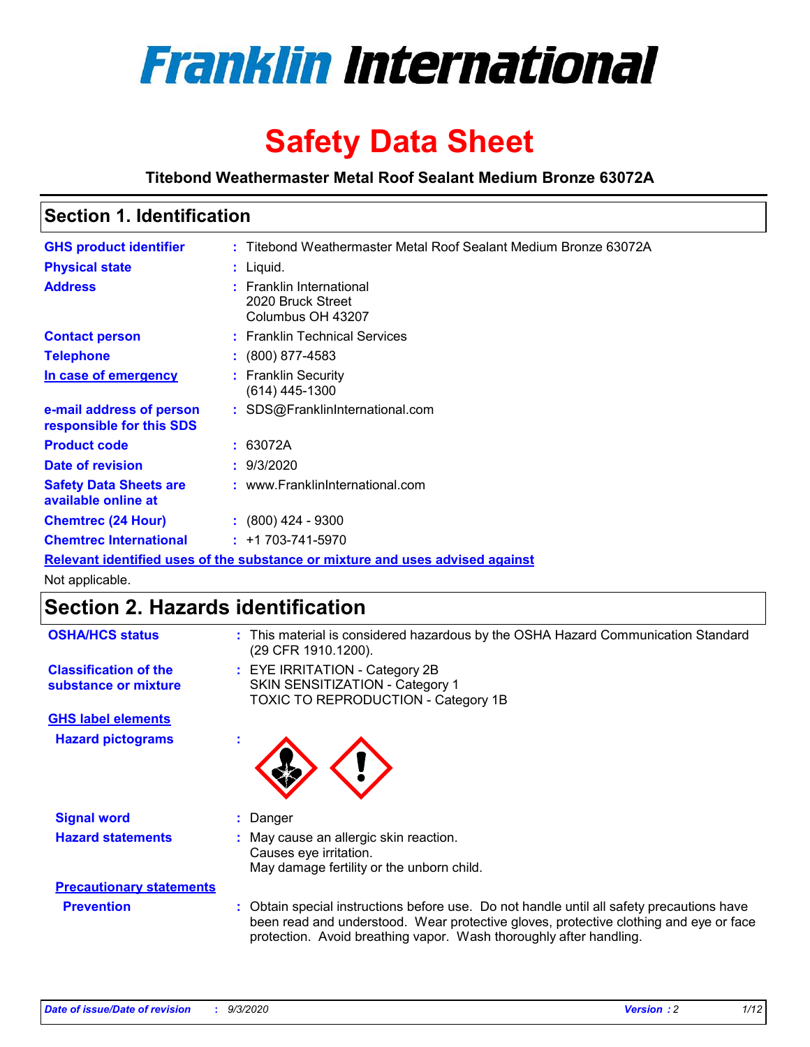# Franklin International

# Safety Data Sheet

**Titebond Weathermaster Metal Roof Sealant Medium Bronze 63072A**

## Section 1. Identification

| | | |
|---|---|---|
| **GHS product identifier** | : | Titebond Weathermaster Metal Roof Sealant Medium Bronze 63072A |
| **Physical state** | : | Liquid. |
| **Address** | : | Franklin International<br>2020 Bruck Street<br>Columbus OH 43207 |
| **Contact person** | : | Franklin Technical Services |
| **Telephone** | : | (800) 877-4583 |
| **In case of emergency** | : | Franklin Security<br>(614) 445-1300 |
| **e-mail address of person responsible for this SDS** | : | SDS@FranklinInternational.com |
| **Product code** | : | 63072A |
| **Date of revision** | : | 9/3/2020 |
| **Safety Data Sheets are available online at** | : | www.FranklinInternational.com |
| **Chemtrec (24 Hour)** | : | (800) 424 - 9300 |
| **Chemtrec International** | : | +1 703-741-5970 |

**Relevant identified uses of the substance or mixture and uses advised against**

Not applicable.

## Section 2. Hazards identification

| | | |
|---|---|---|
| **OSHA/HCS status** | : | This material is considered hazardous by the OSHA Hazard Communication Standard (29 CFR 1910.1200). |
| **Classification of the substance or mixture** | : | EYE IRRITATION - Category 2B<br>SKIN SENSITIZATION - Category 1<br>TOXIC TO REPRODUCTION - Category 1B |

**GHS label elements**

| | | |
|---|---|---|
| **Hazard pictograms** | : | |
| **Signal word** | : | Danger |
| **Hazard statements** | : | May cause an allergic skin reaction.<br>Causes eye irritation.<br>May damage fertility or the unborn child. |

**Precautionary statements**

| | | |
|---|---|---|
| **Prevention** | : | Obtain special instructions before use. Do not handle until all safety precautions have been read and understood. Wear protective gloves, protective clothing and eye or face protection. Avoid breathing vapor. Wash thoroughly after handling. |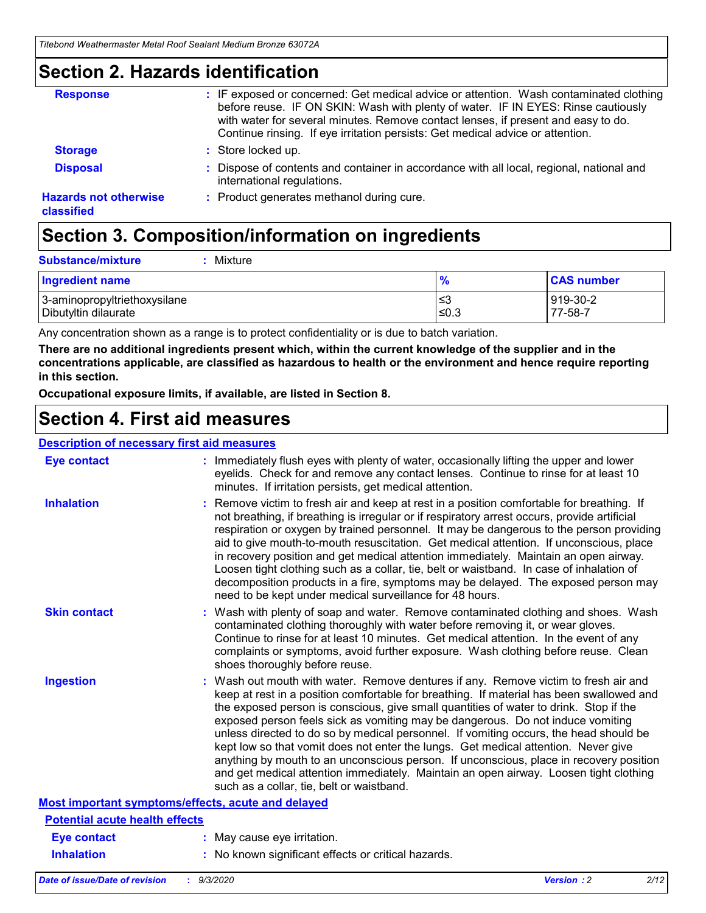## Section 2. Hazards identification

**Response** : IF exposed or concerned: Get medical advice or attention. Wash contaminated clothing before reuse. IF ON SKIN: Wash with plenty of water. IF IN EYES: Rinse cautiously with water for several minutes. Remove contact lenses, if present and easy to do. Continue rinsing. If eye irritation persists: Get medical advice or attention.

**Storage** : Store locked up.

**Disposal** : Dispose of contents and container in accordance with all local, regional, national and international regulations.

**Hazards not otherwise classified** : Product generates methanol during cure.

## Section 3. Composition/information on ingredients

**Substance/mixture** : Mixture

| Ingredient name | % | CAS number |
|---|---|---|
| 3-aminopropyltriethoxysilane | ≤3 | 919-30-2 |
| Dibutyltin dilaurate | ≤0.3 | 77-58-7 |

Any concentration shown as a range is to protect confidentiality or is due to batch variation.

**There are no additional ingredients present which, within the current knowledge of the supplier and in the concentrations applicable, are classified as hazardous to health or the environment and hence require reporting in this section.**

**Occupational exposure limits, if available, are listed in Section 8.**

## Section 4. First aid measures

### Description of necessary first aid measures

**Eye contact** : Immediately flush eyes with plenty of water, occasionally lifting the upper and lower eyelids. Check for and remove any contact lenses. Continue to rinse for at least 10 minutes. If irritation persists, get medical attention.

**Inhalation** : Remove victim to fresh air and keep at rest in a position comfortable for breathing. If not breathing, if breathing is irregular or if respiratory arrest occurs, provide artificial respiration or oxygen by trained personnel. It may be dangerous to the person providing aid to give mouth-to-mouth resuscitation. Get medical attention. If unconscious, place in recovery position and get medical attention immediately. Maintain an open airway. Loosen tight clothing such as a collar, tie, belt or waistband. In case of inhalation of decomposition products in a fire, symptoms may be delayed. The exposed person may need to be kept under medical surveillance for 48 hours.

**Skin contact** : Wash with plenty of soap and water. Remove contaminated clothing and shoes. Wash contaminated clothing thoroughly with water before removing it, or wear gloves. Continue to rinse for at least 10 minutes. Get medical attention. In the event of any complaints or symptoms, avoid further exposure. Wash clothing before reuse. Clean shoes thoroughly before reuse.

**Ingestion** : Wash out mouth with water. Remove dentures if any. Remove victim to fresh air and keep at rest in a position comfortable for breathing. If material has been swallowed and the exposed person is conscious, give small quantities of water to drink. Stop if the exposed person feels sick as vomiting may be dangerous. Do not induce vomiting unless directed to do so by medical personnel. If vomiting occurs, the head should be kept low so that vomit does not enter the lungs. Get medical attention. Never give anything by mouth to an unconscious person. If unconscious, place in recovery position and get medical attention immediately. Maintain an open airway. Loosen tight clothing such as a collar, tie, belt or waistband.

### Most important symptoms/effects, acute and delayed

#### Potential acute health effects

**Eye contact** : May cause eye irritation.

**Inhalation** : No known significant effects or critical hazards.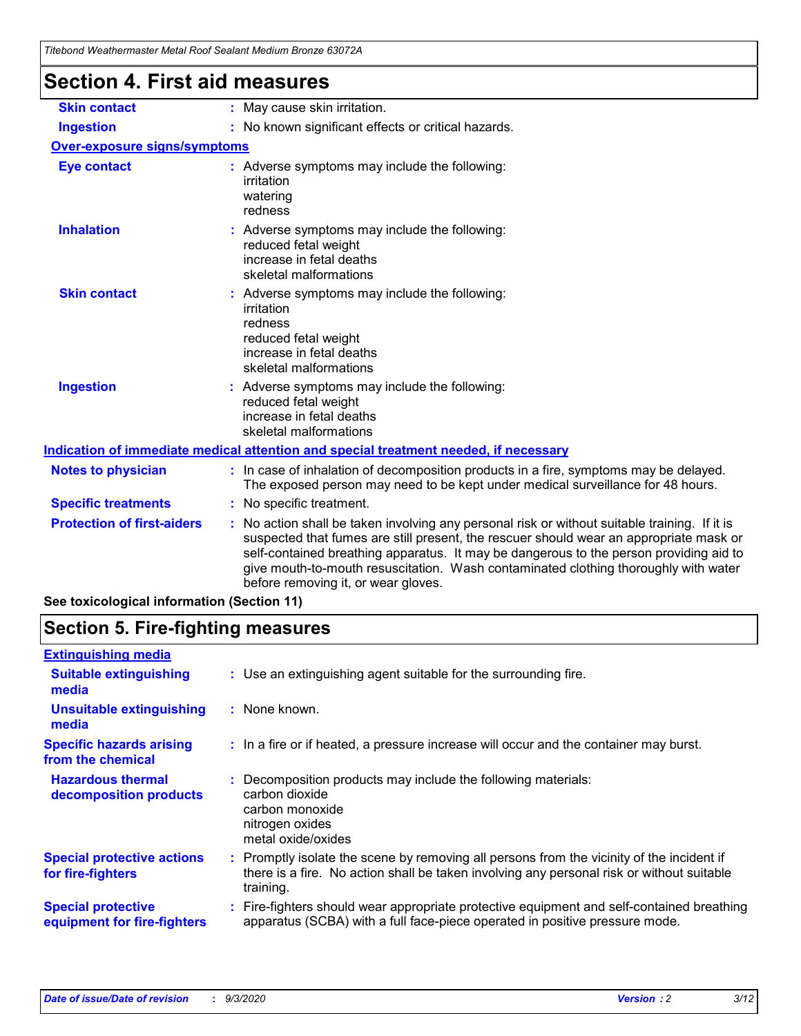## Section 4. First aid measures

| | |
|---|---|
| **Skin contact** | : May cause skin irritation. |
| **Ingestion** | : No known significant effects or critical hazards. |

**Over-exposure signs/symptoms**

| | |
|---|---|
| **Eye contact** | : Adverse symptoms may include the following:<br>irritation<br>watering<br>redness |
| **Inhalation** | : Adverse symptoms may include the following:<br>reduced fetal weight<br>increase in fetal deaths<br>skeletal malformations |
| **Skin contact** | : Adverse symptoms may include the following:<br>irritation<br>redness<br>reduced fetal weight<br>increase in fetal deaths<br>skeletal malformations |
| **Ingestion** | : Adverse symptoms may include the following:<br>reduced fetal weight<br>increase in fetal deaths<br>skeletal malformations |

**Indication of immediate medical attention and special treatment needed, if necessary**

| | |
|---|---|
| **Notes to physician** | : In case of inhalation of decomposition products in a fire, symptoms may be delayed. The exposed person may need to be kept under medical surveillance for 48 hours. |
| **Specific treatments** | : No specific treatment. |
| **Protection of first-aiders** | : No action shall be taken involving any personal risk or without suitable training. If it is suspected that fumes are still present, the rescuer should wear an appropriate mask or self-contained breathing apparatus. It may be dangerous to the person providing aid to give mouth-to-mouth resuscitation. Wash contaminated clothing thoroughly with water before removing it, or wear gloves. |

**See toxicological information (Section 11)**

## Section 5. Fire-fighting measures

**Extinguishing media**

| | |
|---|---|
| **Suitable extinguishing media** | : Use an extinguishing agent suitable for the surrounding fire. |
| **Unsuitable extinguishing media** | : None known. |
| **Specific hazards arising from the chemical** | : In a fire or if heated, a pressure increase will occur and the container may burst. |
| **Hazardous thermal decomposition products** | : Decomposition products may include the following materials:<br>carbon dioxide<br>carbon monoxide<br>nitrogen oxides<br>metal oxide/oxides |
| **Special protective actions for fire-fighters** | : Promptly isolate the scene by removing all persons from the vicinity of the incident if there is a fire. No action shall be taken involving any personal risk or without suitable training. |
| **Special protective equipment for fire-fighters** | : Fire-fighters should wear appropriate protective equipment and self-contained breathing apparatus (SCBA) with a full face-piece operated in positive pressure mode. |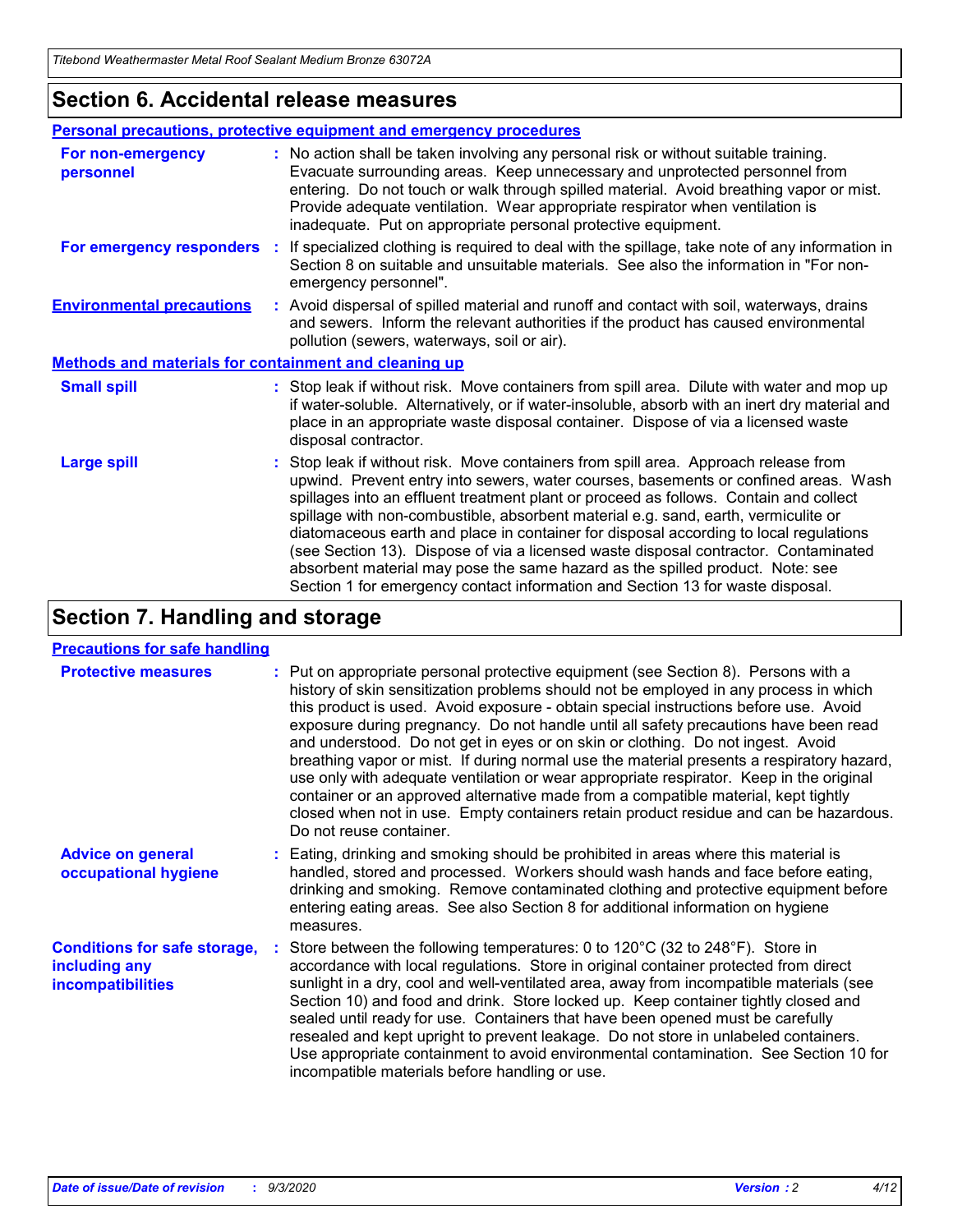## Section 6. Accidental release measures

### Personal precautions, protective equipment and emergency procedures

**For non-emergency personnel** : No action shall be taken involving any personal risk or without suitable training. Evacuate surrounding areas. Keep unnecessary and unprotected personnel from entering. Do not touch or walk through spilled material. Avoid breathing vapor or mist. Provide adequate ventilation. Wear appropriate respirator when ventilation is inadequate. Put on appropriate personal protective equipment.

**For emergency responders** : If specialized clothing is required to deal with the spillage, take note of any information in Section 8 on suitable and unsuitable materials. See also the information in "For non-emergency personnel".

**Environmental precautions** : Avoid dispersal of spilled material and runoff and contact with soil, waterways, drains and sewers. Inform the relevant authorities if the product has caused environmental pollution (sewers, waterways, soil or air).

### Methods and materials for containment and cleaning up

**Small spill** : Stop leak if without risk. Move containers from spill area. Dilute with water and mop up if water-soluble. Alternatively, or if water-insoluble, absorb with an inert dry material and place in an appropriate waste disposal container. Dispose of via a licensed waste disposal contractor.

**Large spill** : Stop leak if without risk. Move containers from spill area. Approach release from upwind. Prevent entry into sewers, water courses, basements or confined areas. Wash spillages into an effluent treatment plant or proceed as follows. Contain and collect spillage with non-combustible, absorbent material e.g. sand, earth, vermiculite or diatomaceous earth and place in container for disposal according to local regulations (see Section 13). Dispose of via a licensed waste disposal contractor. Contaminated absorbent material may pose the same hazard as the spilled product. Note: see Section 1 for emergency contact information and Section 13 for waste disposal.

## Section 7. Handling and storage

### Precautions for safe handling

**Protective measures** : Put on appropriate personal protective equipment (see Section 8). Persons with a history of skin sensitization problems should not be employed in any process in which this product is used. Avoid exposure - obtain special instructions before use. Avoid exposure during pregnancy. Do not handle until all safety precautions have been read and understood. Do not get in eyes or on skin or clothing. Do not ingest. Avoid breathing vapor or mist. If during normal use the material presents a respiratory hazard, use only with adequate ventilation or wear appropriate respirator. Keep in the original container or an approved alternative made from a compatible material, kept tightly closed when not in use. Empty containers retain product residue and can be hazardous. Do not reuse container.

**Advice on general occupational hygiene** : Eating, drinking and smoking should be prohibited in areas where this material is handled, stored and processed. Workers should wash hands and face before eating, drinking and smoking. Remove contaminated clothing and protective equipment before entering eating areas. See also Section 8 for additional information on hygiene measures.

**Conditions for safe storage, including any incompatibilities** : Store between the following temperatures: 0 to 120°C (32 to 248°F). Store in accordance with local regulations. Store in original container protected from direct sunlight in a dry, cool and well-ventilated area, away from incompatible materials (see Section 10) and food and drink. Store locked up. Keep container tightly closed and sealed until ready for use. Containers that have been opened must be carefully resealed and kept upright to prevent leakage. Do not store in unlabeled containers. Use appropriate containment to avoid environmental contamination. See Section 10 for incompatible materials before handling or use.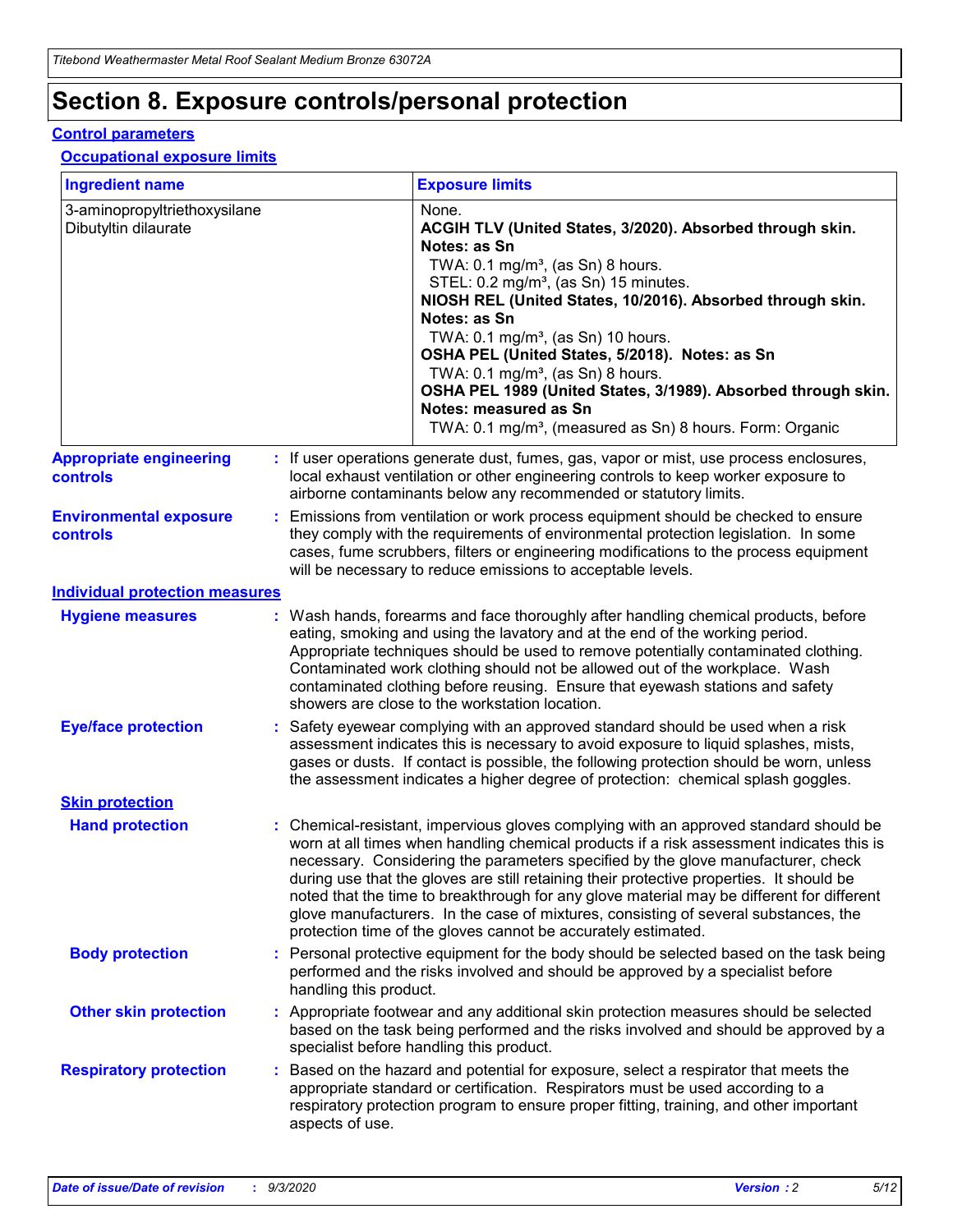# Section 8. Exposure controls/personal protection

## Control parameters

### Occupational exposure limits

| Ingredient name | Exposure limits |
|---|---|
| 3-aminopropyltriethoxysilane | None. |
| Dibutyltin dilaurate | **ACGIH TLV (United States, 3/2020). Absorbed through skin. Notes: as Sn**<br>TWA: 0.1 mg/m³, (as Sn) 8 hours.<br>STEL: 0.2 mg/m³, (as Sn) 15 minutes.<br>**NIOSH REL (United States, 10/2016). Absorbed through skin. Notes: as Sn**<br>TWA: 0.1 mg/m³, (as Sn) 10 hours.<br>**OSHA PEL (United States, 5/2018). Notes: as Sn**<br>TWA: 0.1 mg/m³, (as Sn) 8 hours.<br>**OSHA PEL 1989 (United States, 3/1989). Absorbed through skin. Notes: measured as Sn**<br>TWA: 0.1 mg/m³, (measured as Sn) 8 hours. Form: Organic |

**Appropriate engineering controls** : If user operations generate dust, fumes, gas, vapor or mist, use process enclosures, local exhaust ventilation or other engineering controls to keep worker exposure to airborne contaminants below any recommended or statutory limits.

**Environmental exposure controls** : Emissions from ventilation or work process equipment should be checked to ensure they comply with the requirements of environmental protection legislation. In some cases, fume scrubbers, filters or engineering modifications to the process equipment will be necessary to reduce emissions to acceptable levels.

## Individual protection measures

**Hygiene measures** : Wash hands, forearms and face thoroughly after handling chemical products, before eating, smoking and using the lavatory and at the end of the working period. Appropriate techniques should be used to remove potentially contaminated clothing. Contaminated work clothing should not be allowed out of the workplace. Wash contaminated clothing before reusing. Ensure that eyewash stations and safety showers are close to the workstation location.

**Eye/face protection** : Safety eyewear complying with an approved standard should be used when a risk assessment indicates this is necessary to avoid exposure to liquid splashes, mists, gases or dusts. If contact is possible, the following protection should be worn, unless the assessment indicates a higher degree of protection: chemical splash goggles.

### Skin protection

**Hand protection** : Chemical-resistant, impervious gloves complying with an approved standard should be worn at all times when handling chemical products if a risk assessment indicates this is necessary. Considering the parameters specified by the glove manufacturer, check during use that the gloves are still retaining their protective properties. It should be noted that the time to breakthrough for any glove material may be different for different glove manufacturers. In the case of mixtures, consisting of several substances, the protection time of the gloves cannot be accurately estimated.

**Body protection** : Personal protective equipment for the body should be selected based on the task being performed and the risks involved and should be approved by a specialist before handling this product.

**Other skin protection** : Appropriate footwear and any additional skin protection measures should be selected based on the task being performed and the risks involved and should be approved by a specialist before handling this product.

**Respiratory protection** : Based on the hazard and potential for exposure, select a respirator that meets the appropriate standard or certification. Respirators must be used according to a respiratory protection program to ensure proper fitting, training, and other important aspects of use.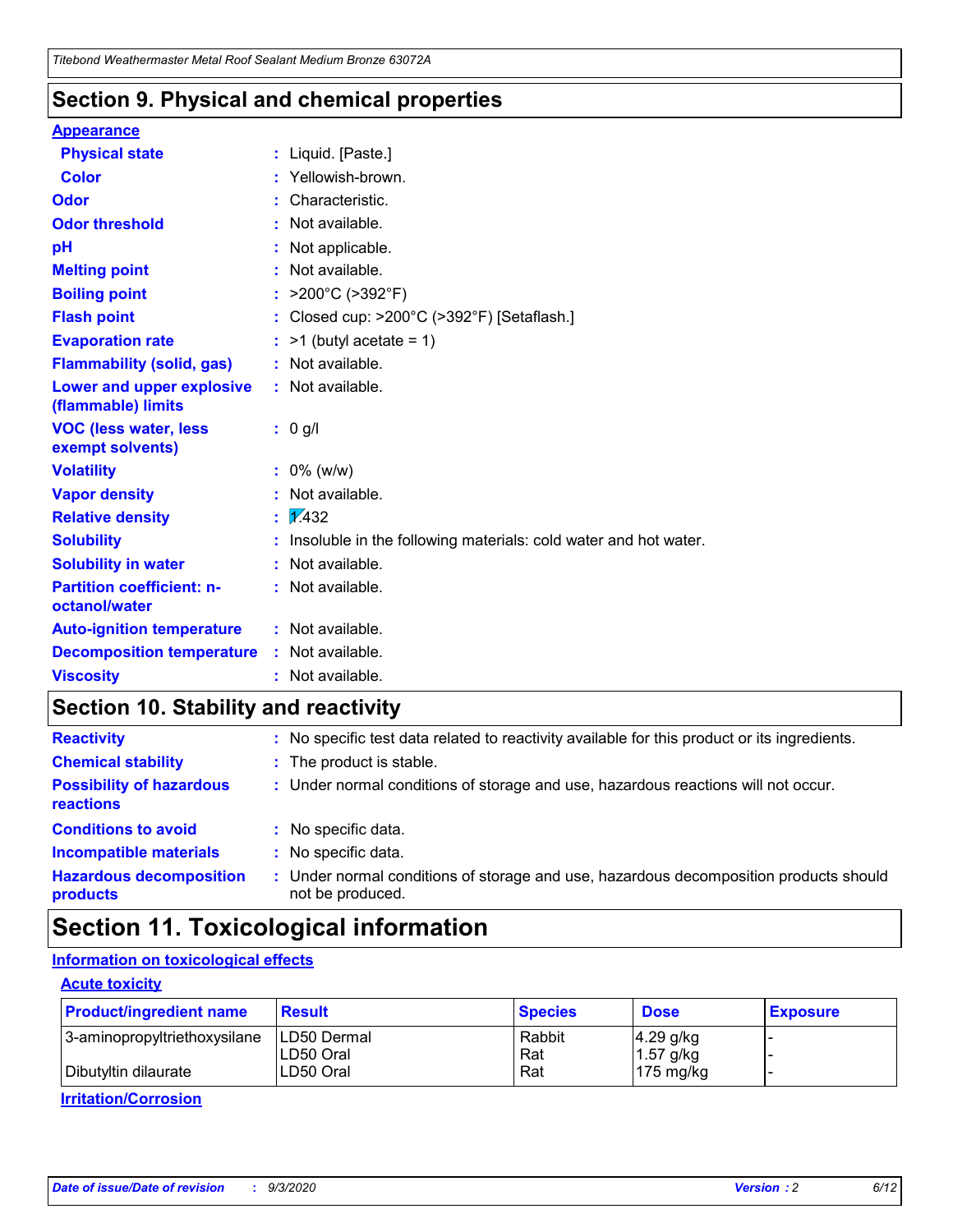## Section 9. Physical and chemical properties

**Appearance**

| | |
|---|---|
| **Physical state** | : Liquid. [Paste.] |
| **Color** | : Yellowish-brown. |
| **Odor** | : Characteristic. |
| **Odor threshold** | : Not available. |
| **pH** | : Not applicable. |
| **Melting point** | : Not available. |
| **Boiling point** | : >200°C (>392°F) |
| **Flash point** | : Closed cup: >200°C (>392°F) [Setaflash.] |
| **Evaporation rate** | : >1 (butyl acetate = 1) |
| **Flammability (solid, gas)** | : Not available. |
| **Lower and upper explosive (flammable) limits** | : Not available. |
| **VOC (less water, less exempt solvents)** | : 0 g/l |
| **Volatility** | : 0% (w/w) |
| **Vapor density** | : Not available. |
| **Relative density** | : 1.432 |
| **Solubility** | : Insoluble in the following materials: cold water and hot water. |
| **Solubility in water** | : Not available. |
| **Partition coefficient: n-octanol/water** | : Not available. |
| **Auto-ignition temperature** | : Not available. |
| **Decomposition temperature** | : Not available. |
| **Viscosity** | : Not available. |

## Section 10. Stability and reactivity

| | |
|---|---|
| **Reactivity** | : No specific test data related to reactivity available for this product or its ingredients. |
| **Chemical stability** | : The product is stable. |
| **Possibility of hazardous reactions** | : Under normal conditions of storage and use, hazardous reactions will not occur. |
| **Conditions to avoid** | : No specific data. |
| **Incompatible materials** | : No specific data. |
| **Hazardous decomposition products** | : Under normal conditions of storage and use, hazardous decomposition products should not be produced. |

## Section 11. Toxicological information

**Information on toxicological effects**

**Acute toxicity**

| Product/ingredient name | Result | Species | Dose | Exposure |
|---|---|---|---|---|
| 3-aminopropyltriethoxysilane | LD50 Dermal | Rabbit | 4.29 g/kg | - |
| | LD50 Oral | Rat | 1.57 g/kg | - |
| Dibutyltin dilaurate | LD50 Oral | Rat | 175 mg/kg | - |

**Irritation/Corrosion**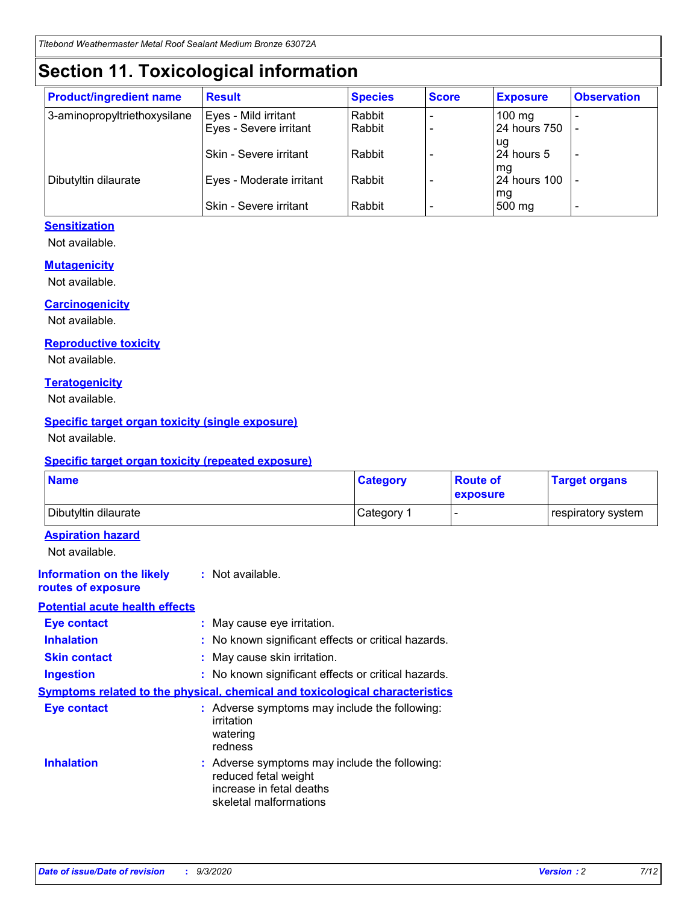# Section 11. Toxicological information

| Product/ingredient name | Result | Species | Score | Exposure | Observation |
| --- | --- | --- | --- | --- | --- |
| 3-aminopropyltriethoxysilane | Eyes - Mild irritant | Rabbit | - | 100 mg | - |
| | Eyes - Severe irritant | Rabbit | - | 24 hours 750 ug | - |
| | Skin - Severe irritant | Rabbit | - | 24 hours 5 mg | - |
| Dibutyltin dilaurate | Eyes - Moderate irritant | Rabbit | - | 24 hours 100 mg | - |
| | Skin - Severe irritant | Rabbit | - | 500 mg | - |

**Sensitization**

Not available.

**Mutagenicity**

Not available.

**Carcinogenicity**

Not available.

**Reproductive toxicity**

Not available.

**Teratogenicity**

Not available.

**Specific target organ toxicity (single exposure)**

Not available.

**Specific target organ toxicity (repeated exposure)**

| Name | Category | Route of exposure | Target organs |
| --- | --- | --- | --- |
| Dibutyltin dilaurate | Category 1 | - | respiratory system |

**Aspiration hazard**

Not available.

**Information on the likely routes of exposure** : Not available.

**Potential acute health effects**

**Eye contact** : May cause eye irritation.

**Inhalation** : No known significant effects or critical hazards.

**Skin contact** : May cause skin irritation.

**Ingestion** : No known significant effects or critical hazards.

**Symptoms related to the physical, chemical and toxicological characteristics**

**Eye contact** : Adverse symptoms may include the following:
irritation
watering
redness

**Inhalation** : Adverse symptoms may include the following:
reduced fetal weight
increase in fetal deaths
skeletal malformations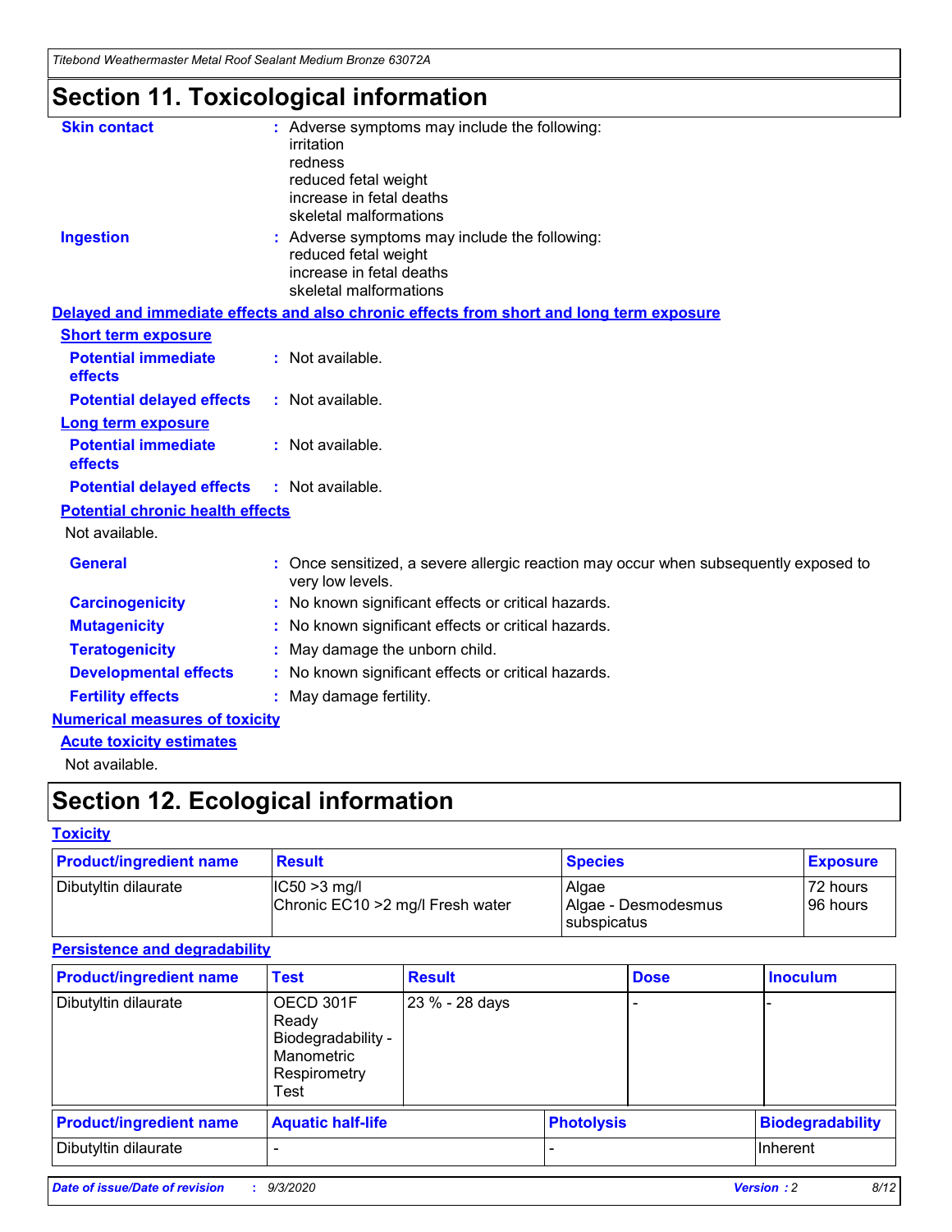# Section 11. Toxicological information

**Skin contact** : Adverse symptoms may include the following:
irritation
redness
reduced fetal weight
increase in fetal deaths
skeletal malformations

**Ingestion** : Adverse symptoms may include the following:
reduced fetal weight
increase in fetal deaths
skeletal malformations

**Delayed and immediate effects and also chronic effects from short and long term exposure**

**Short term exposure**

**Potential immediate effects** : Not available.

**Potential delayed effects** : Not available.

**Long term exposure**

**Potential immediate effects** : Not available.

**Potential delayed effects** : Not available.

**Potential chronic health effects**

Not available.

**General** : Once sensitized, a severe allergic reaction may occur when subsequently exposed to very low levels.

**Carcinogenicity** : No known significant effects or critical hazards.

**Mutagenicity** : No known significant effects or critical hazards.

**Teratogenicity** : May damage the unborn child.

**Developmental effects** : No known significant effects or critical hazards.

**Fertility effects** : May damage fertility.

**Numerical measures of toxicity**

**Acute toxicity estimates**

Not available.

# Section 12. Ecological information

**Toxicity**

| Product/ingredient name | Result | Species | Exposure |
|---|---|---|---|
| Dibutyltin dilaurate | IC50 >3 mg/l<br>Chronic EC10 >2 mg/l Fresh water | Algae<br>Algae - Desmodesmus subspicatus | 72 hours<br>96 hours |

**Persistence and degradability**

| Product/ingredient name | Test | Result | Dose | Inoculum |
|---|---|---|---|---|
| Dibutyltin dilaurate | OECD 301F Ready Biodegradability - Manometric Respirometry Test | 23 % - 28 days | - | - |

| Product/ingredient name | Aquatic half-life | Photolysis | Biodegradability |
|---|---|---|---|
| Dibutyltin dilaurate | - | - | Inherent |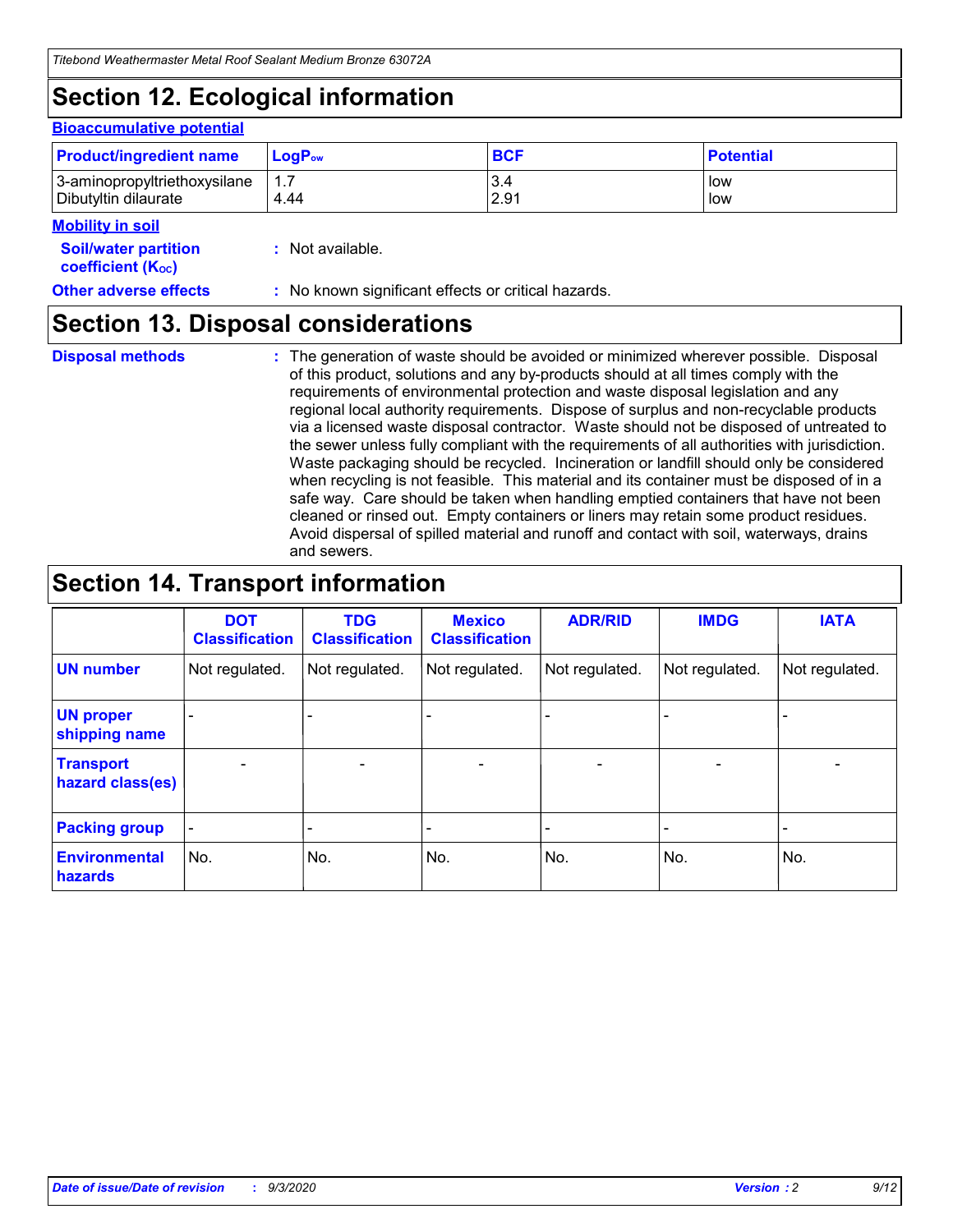# Section 12. Ecological information

### Bioaccumulative potential

| Product/ingredient name | $LogP_{ow}$ | BCF | Potential |
|---|---|---|---|
| 3-aminopropyltriethoxysilane | 1.7 | 3.4 | low |
| Dibutyltin dilaurate | 4.44 | 2.91 | low |

### Mobility in soil

**Soil/water partition coefficient ($K_{OC}$)** : Not available.

**Other adverse effects** : No known significant effects or critical hazards.

# Section 13. Disposal considerations

**Disposal methods** : The generation of waste should be avoided or minimized wherever possible. Disposal of this product, solutions and any by-products should at all times comply with the requirements of environmental protection and waste disposal legislation and any regional local authority requirements. Dispose of surplus and non-recyclable products via a licensed waste disposal contractor. Waste should not be disposed of untreated to the sewer unless fully compliant with the requirements of all authorities with jurisdiction. Waste packaging should be recycled. Incineration or landfill should only be considered when recycling is not feasible. This material and its container must be disposed of in a safe way. Care should be taken when handling emptied containers that have not been cleaned or rinsed out. Empty containers or liners may retain some product residues. Avoid dispersal of spilled material and runoff and contact with soil, waterways, drains and sewers.

# Section 14. Transport information

| | DOT Classification | TDG Classification | Mexico Classification | ADR/RID | IMDG | IATA |
|---|---|---|---|---|---|---|
| UN number | Not regulated. | Not regulated. | Not regulated. | Not regulated. | Not regulated. | Not regulated. |
| UN proper shipping name | - | - | - | - | - | - |
| Transport hazard class(es) | - | - | - | - | - | - |
| Packing group | - | - | - | - | - | - |
| Environmental hazards | No. | No. | No. | No. | No. | No. |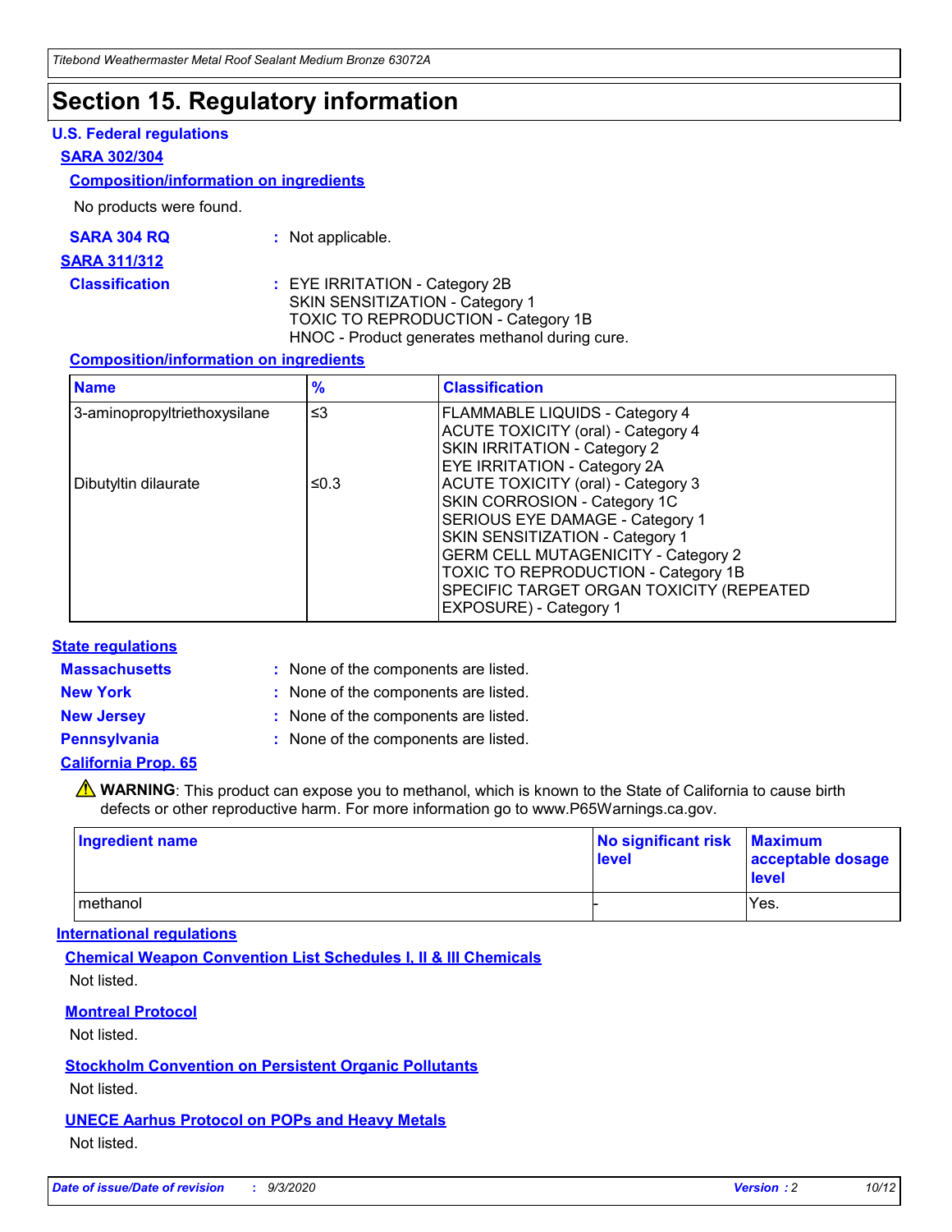# Section 15. Regulatory information

### U.S. Federal regulations

**SARA 302/304**

**Composition/information on ingredients**

No products were found.

**SARA 304 RQ** : Not applicable.

**SARA 311/312**

**Classification** : EYE IRRITATION - Category 2B
SKIN SENSITIZATION - Category 1
TOXIC TO REPRODUCTION - Category 1B
HNOC - Product generates methanol during cure.

**Composition/information on ingredients**

| Name | % | Classification |
|---|---|---|
| 3-aminopropyltriethoxysilane | ≤3 | FLAMMABLE LIQUIDS - Category 4<br>ACUTE TOXICITY (oral) - Category 4<br>SKIN IRRITATION - Category 2<br>EYE IRRITATION - Category 2A |
| Dibutyltin dilaurate | ≤0.3 | ACUTE TOXICITY (oral) - Category 3<br>SKIN CORROSION - Category 1C<br>SERIOUS EYE DAMAGE - Category 1<br>SKIN SENSITIZATION - Category 1<br>GERM CELL MUTAGENICITY - Category 2<br>TOXIC TO REPRODUCTION - Category 1B<br>SPECIFIC TARGET ORGAN TOXICITY (REPEATED EXPOSURE) - Category 1 |

### State regulations

**Massachusetts** : None of the components are listed.

**New York** : None of the components are listed.

**New Jersey** : None of the components are listed.

**Pennsylvania** : None of the components are listed.

**California Prop. 65**

⚠ **WARNING**: This product can expose you to methanol, which is known to the State of California to cause birth defects or other reproductive harm. For more information go to www.P65Warnings.ca.gov.

| Ingredient name | No significant risk level | Maximum acceptable dosage level |
|---|---|---|
| methanol | - | Yes. |

### International regulations

**Chemical Weapon Convention List Schedules I, II & III Chemicals**

Not listed.

**Montreal Protocol**

Not listed.

**Stockholm Convention on Persistent Organic Pollutants**

Not listed.

**UNECE Aarhus Protocol on POPs and Heavy Metals**

Not listed.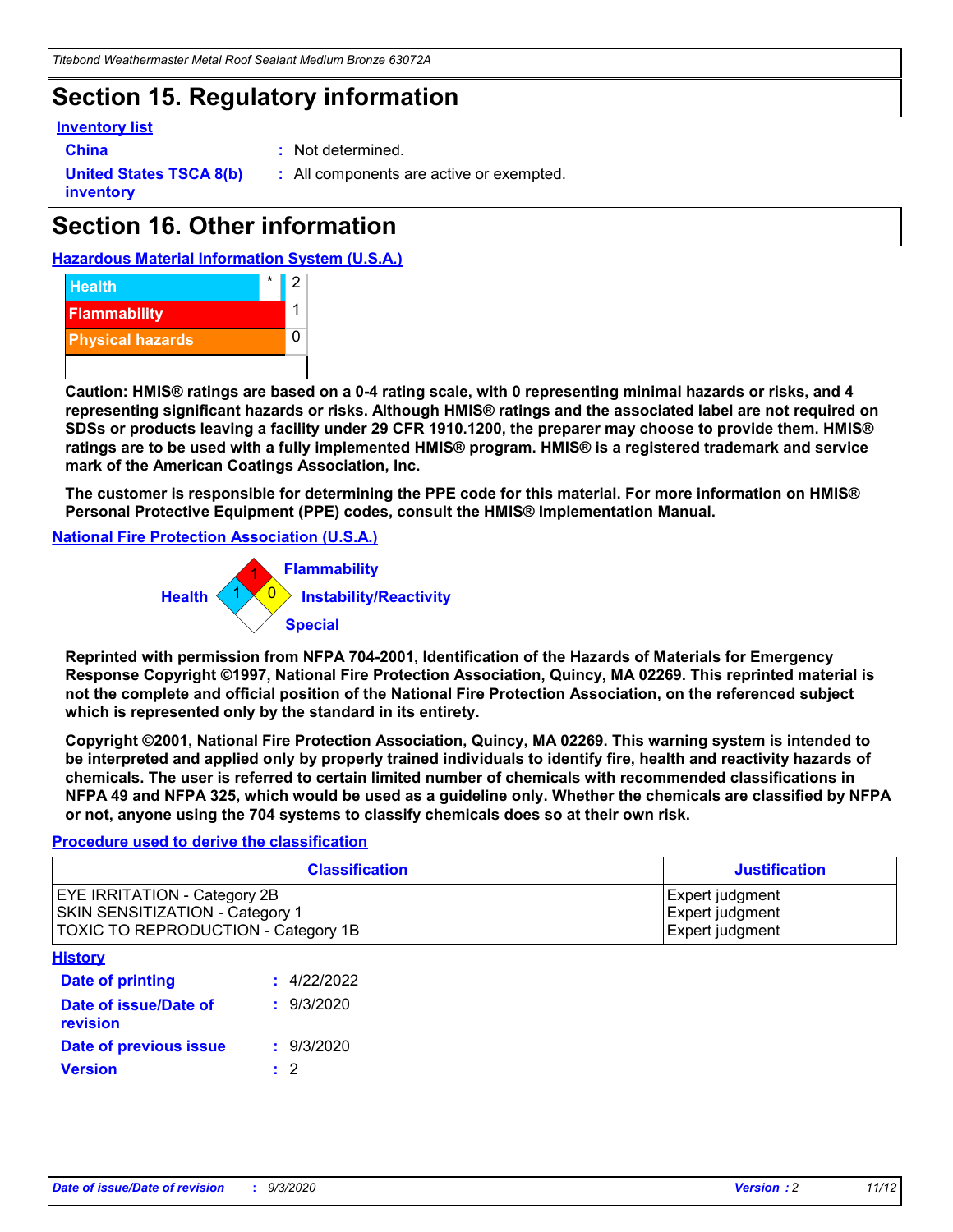## Section 15. Regulatory information

### Inventory list

**China** : Not determined.

**United States TSCA 8(b) inventory** : All components are active or exempted.

## Section 16. Other information

### Hazardous Material Information System (U.S.A.)

| | | |
|---|---|---|
| Health | * | 2 |
| Flammability | | 1 |
| Physical hazards | | 0 |

**Caution: HMIS® ratings are based on a 0-4 rating scale, with 0 representing minimal hazards or risks, and 4 representing significant hazards or risks. Although HMIS® ratings and the associated label are not required on SDSs or products leaving a facility under 29 CFR 1910.1200, the preparer may choose to provide them. HMIS® ratings are to be used with a fully implemented HMIS® program. HMIS® is a registered trademark and service mark of the American Coatings Association, Inc.**

**The customer is responsible for determining the PPE code for this material. For more information on HMIS® Personal Protective Equipment (PPE) codes, consult the HMIS® Implementation Manual.**

### National Fire Protection Association (U.S.A.)

Flammability: 1
Health: 1
Instability/Reactivity: 0
Special:

**Reprinted with permission from NFPA 704-2001, Identification of the Hazards of Materials for Emergency Response Copyright ©1997, National Fire Protection Association, Quincy, MA 02269. This reprinted material is not the complete and official position of the National Fire Protection Association, on the referenced subject which is represented only by the standard in its entirety.**

**Copyright ©2001, National Fire Protection Association, Quincy, MA 02269. This warning system is intended to be interpreted and applied only by properly trained individuals to identify fire, health and reactivity hazards of chemicals. The user is referred to certain limited number of chemicals with recommended classifications in NFPA 49 and NFPA 325, which would be used as a guideline only. Whether the chemicals are classified by NFPA or not, anyone using the 704 systems to classify chemicals does so at their own risk.**

### Procedure used to derive the classification

| Classification | Justification |
|---|---|
| EYE IRRITATION - Category 2B | Expert judgment |
| SKIN SENSITIZATION - Category 1 | Expert judgment |
| TOXIC TO REPRODUCTION - Category 1B | Expert judgment |

### History

**Date of printing** : 4/22/2022

**Date of issue/Date of revision** : 9/3/2020

**Date of previous issue** : 9/3/2020

**Version** : 2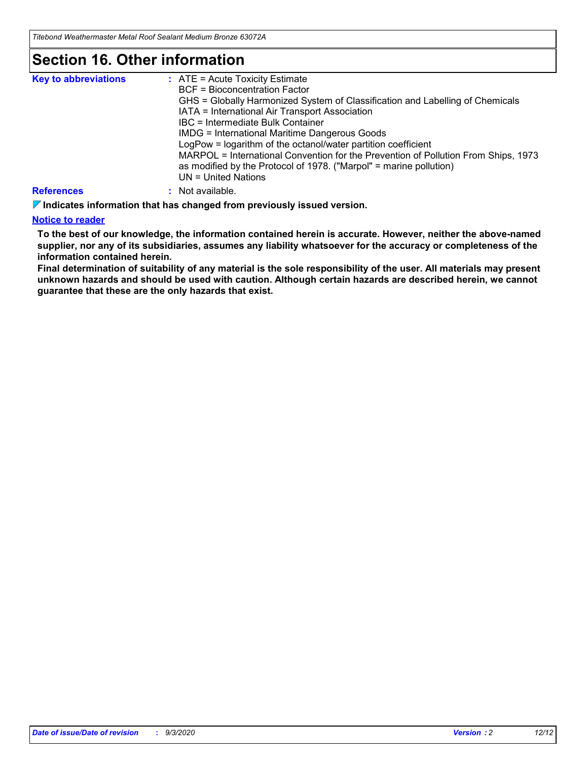## Section 16. Other information

**Key to abbreviations** : ATE = Acute Toxicity Estimate
BCF = Bioconcentration Factor
GHS = Globally Harmonized System of Classification and Labelling of Chemicals
IATA = International Air Transport Association
IBC = Intermediate Bulk Container
IMDG = International Maritime Dangerous Goods
LogPow = logarithm of the octanol/water partition coefficient
MARPOL = International Convention for the Prevention of Pollution From Ships, 1973 as modified by the Protocol of 1978. ("Marpol" = marine pollution)
UN = United Nations

**References** : Not available.

**Indicates information that has changed from previously issued version.**

**Notice to reader**

**To the best of our knowledge, the information contained herein is accurate. However, neither the above-named supplier, nor any of its subsidiaries, assumes any liability whatsoever for the accuracy or completeness of the information contained herein.**

**Final determination of suitability of any material is the sole responsibility of the user. All materials may present unknown hazards and should be used with caution. Although certain hazards are described herein, we cannot guarantee that these are the only hazards that exist.**